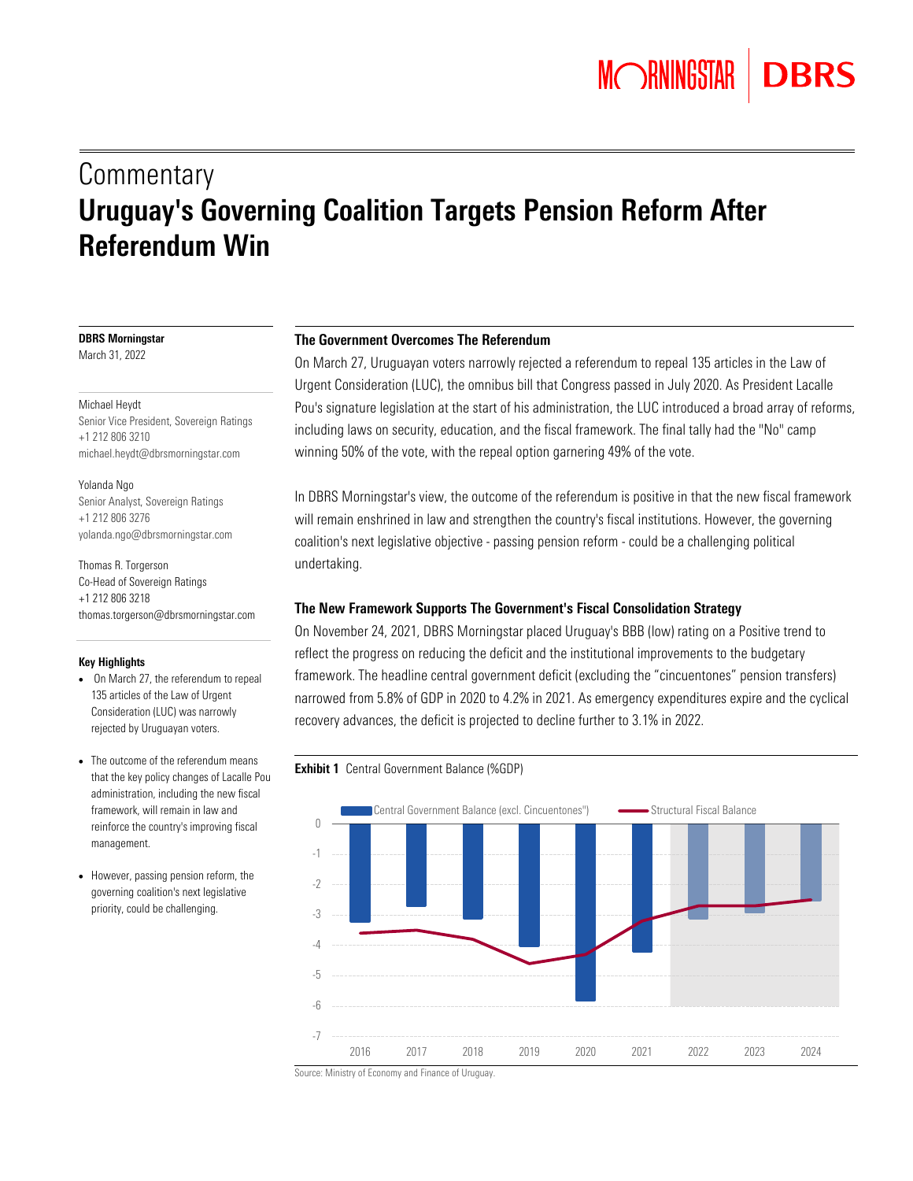# Commentary

# Uruguay's Governing Coalition Targets Pension Reform After Referendum Win

**DBRS Morningstar**
March 31, 2022

Michael Heydt
Senior Vice President, Sovereign Ratings
+1 212 806 3210
michael.heydt@dbrsmorningstar.com

Yolanda Ngo
Senior Analyst, Sovereign Ratings
+1 212 806 3276
yolanda.ngo@dbrsmorningstar.com

Thomas R. Torgerson
Co-Head of Sovereign Ratings
+1 212 806 3218
thomas.torgerson@dbrsmorningstar.com

**Key Highlights**

- On March 27, the referendum to repeal 135 articles of the Law of Urgent Consideration (LUC) was narrowly rejected by Uruguayan voters.
- The outcome of the referendum means that the key policy changes of Lacalle Pou administration, including the new fiscal framework, will remain in law and reinforce the country's improving fiscal management.
- However, passing pension reform, the governing coalition's next legislative priority, could be challenging.

## The Government Overcomes The Referendum

On March 27, Uruguayan voters narrowly rejected a referendum to repeal 135 articles in the Law of Urgent Consideration (LUC), the omnibus bill that Congress passed in July 2020. As President Lacalle Pou's signature legislation at the start of his administration, the LUC introduced a broad array of reforms, including laws on security, education, and the fiscal framework. The final tally had the "No" camp winning 50% of the vote, with the repeal option garnering 49% of the vote.

In DBRS Morningstar's view, the outcome of the referendum is positive in that the new fiscal framework will remain enshrined in law and strengthen the country's fiscal institutions. However, the governing coalition's next legislative objective - passing pension reform - could be a challenging political undertaking.

## The New Framework Supports The Government's Fiscal Consolidation Strategy

On November 24, 2021, DBRS Morningstar placed Uruguay's BBB (low) rating on a Positive trend to reflect the progress on reducing the deficit and the institutional improvements to the budgetary framework. The headline central government deficit (excluding the "cincuentones" pension transfers) narrowed from 5.8% of GDP in 2020 to 4.2% in 2021. As emergency expenditures expire and the cyclical recovery advances, the deficit is projected to decline further to 3.1% in 2022.

**Exhibit 1** Central Government Balance (%GDP)

| Year | Central Government Balance (excl. Cincuentones") | Structural Fiscal Balance |
|---|---|---|
| 2016 | -3.2 | -3.6 |
| 2017 | -2.7 | -3.5 |
| 2018 | -3.1 | -3.8 |
| 2019 | -4.0 | -4.6 |
| 2020 | -5.8 | -4.3 |
| 2021 | -4.2 | -3.2 |
| 2022 | -3.1 | -2.7 |
| 2023 | -2.9 | -2.7 |
| 2024 | -2.5 | -2.5 |

Source: Ministry of Economy and Finance of Uruguay.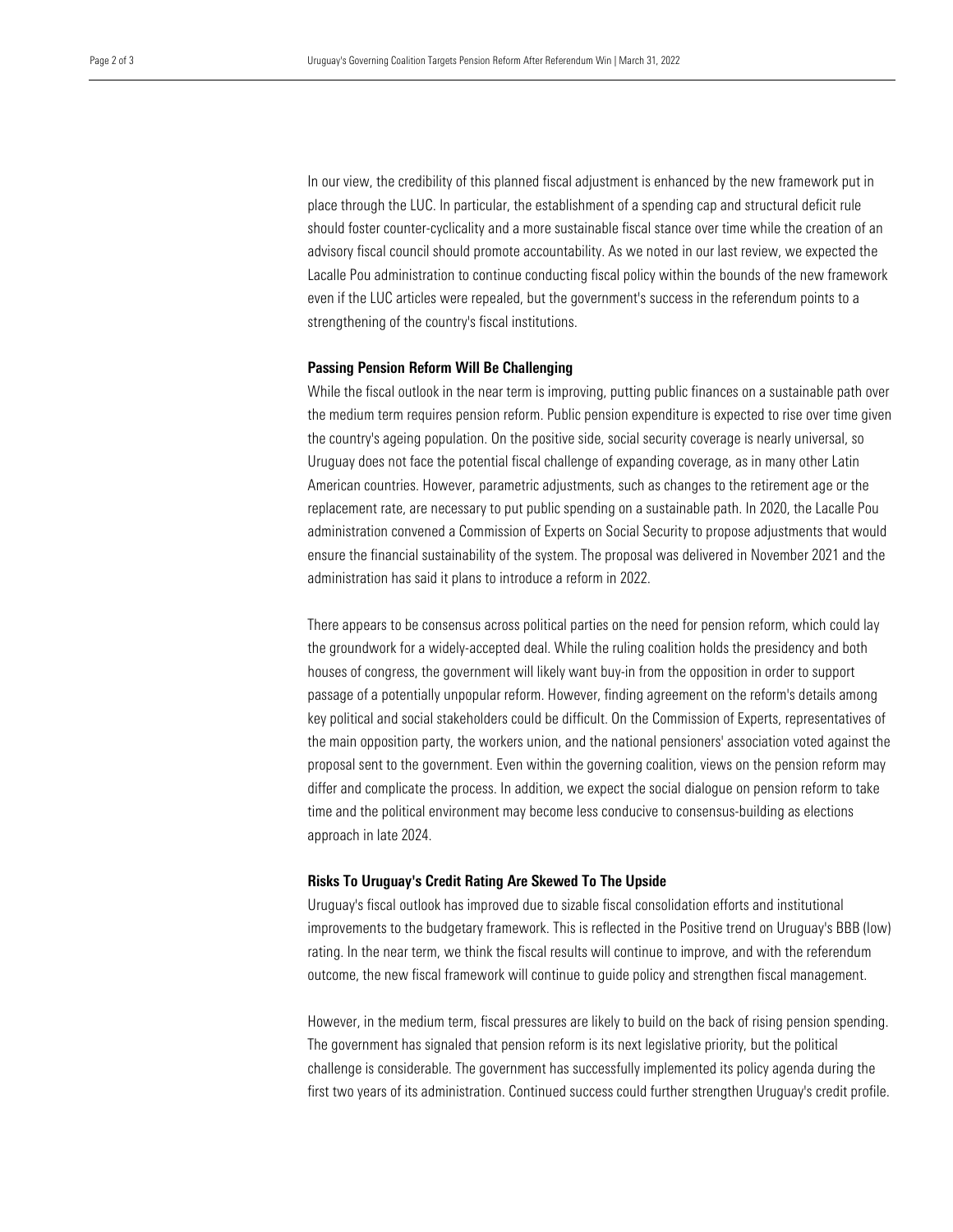In our view, the credibility of this planned fiscal adjustment is enhanced by the new framework put in place through the LUC. In particular, the establishment of a spending cap and structural deficit rule should foster counter-cyclicality and a more sustainable fiscal stance over time while the creation of an advisory fiscal council should promote accountability. As we noted in our last review, we expected the Lacalle Pou administration to continue conducting fiscal policy within the bounds of the new framework even if the LUC articles were repealed, but the government's success in the referendum points to a strengthening of the country's fiscal institutions.

**Passing Pension Reform Will Be Challenging**

While the fiscal outlook in the near term is improving, putting public finances on a sustainable path over the medium term requires pension reform. Public pension expenditure is expected to rise over time given the country's ageing population. On the positive side, social security coverage is nearly universal, so Uruguay does not face the potential fiscal challenge of expanding coverage, as in many other Latin American countries. However, parametric adjustments, such as changes to the retirement age or the replacement rate, are necessary to put public spending on a sustainable path. In 2020, the Lacalle Pou administration convened a Commission of Experts on Social Security to propose adjustments that would ensure the financial sustainability of the system. The proposal was delivered in November 2021 and the administration has said it plans to introduce a reform in 2022.

There appears to be consensus across political parties on the need for pension reform, which could lay the groundwork for a widely-accepted deal. While the ruling coalition holds the presidency and both houses of congress, the government will likely want buy-in from the opposition in order to support passage of a potentially unpopular reform. However, finding agreement on the reform's details among key political and social stakeholders could be difficult. On the Commission of Experts, representatives of the main opposition party, the workers union, and the national pensioners' association voted against the proposal sent to the government. Even within the governing coalition, views on the pension reform may differ and complicate the process. In addition, we expect the social dialogue on pension reform to take time and the political environment may become less conducive to consensus-building as elections approach in late 2024.

**Risks To Uruguay's Credit Rating Are Skewed To The Upside**

Uruguay's fiscal outlook has improved due to sizable fiscal consolidation efforts and institutional improvements to the budgetary framework. This is reflected in the Positive trend on Uruguay's BBB (low) rating. In the near term, we think the fiscal results will continue to improve, and with the referendum outcome, the new fiscal framework will continue to guide policy and strengthen fiscal management.

However, in the medium term, fiscal pressures are likely to build on the back of rising pension spending. The government has signaled that pension reform is its next legislative priority, but the political challenge is considerable. The government has successfully implemented its policy agenda during the first two years of its administration. Continued success could further strengthen Uruguay's credit profile.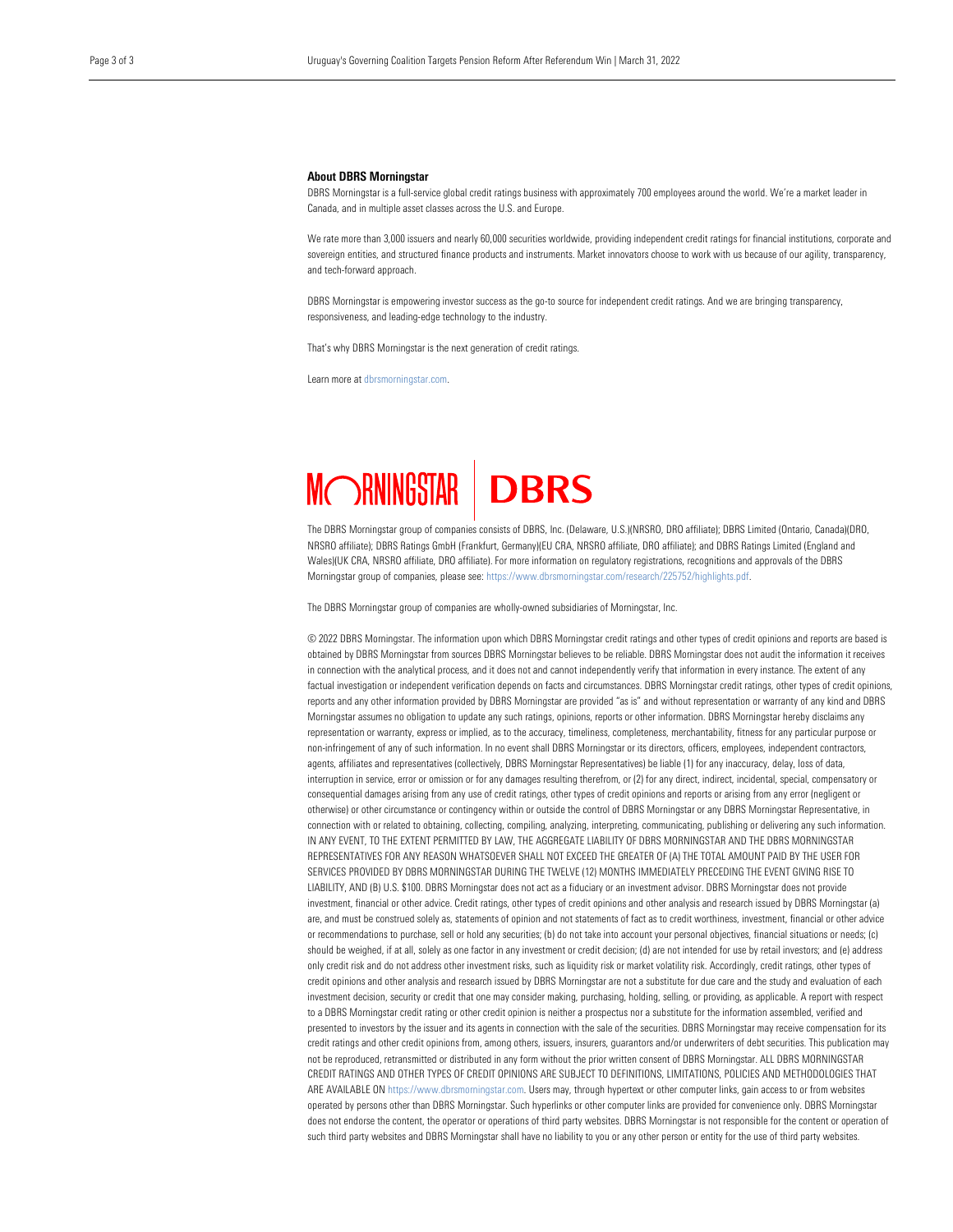**About DBRS Morningstar**

DBRS Morningstar is a full-service global credit ratings business with approximately 700 employees around the world. We're a market leader in Canada, and in multiple asset classes across the U.S. and Europe.

We rate more than 3,000 issuers and nearly 60,000 securities worldwide, providing independent credit ratings for financial institutions, corporate and sovereign entities, and structured finance products and instruments. Market innovators choose to work with us because of our agility, transparency, and tech-forward approach.

DBRS Morningstar is empowering investor success as the go-to source for independent credit ratings. And we are bringing transparency, responsiveness, and leading-edge technology to the industry.

That's why DBRS Morningstar is the next generation of credit ratings.

Learn more at dbrsmorningstar.com.

MORNINGSTAR | DBRS

The DBRS Morningstar group of companies consists of DBRS, Inc. (Delaware, U.S.)(NRSRO, DRO affiliate); DBRS Limited (Ontario, Canada)(DRO, NRSRO affiliate); DBRS Ratings GmbH (Frankfurt, Germany)(EU CRA, NRSRO affiliate, DRO affiliate); and DBRS Ratings Limited (England and Wales)(UK CRA, NRSRO affiliate, DRO affiliate). For more information on regulatory registrations, recognitions and approvals of the DBRS Morningstar group of companies, please see: https://www.dbrsmorningstar.com/research/225752/highlights.pdf.

The DBRS Morningstar group of companies are wholly-owned subsidiaries of Morningstar, Inc.

© 2022 DBRS Morningstar. The information upon which DBRS Morningstar credit ratings and other types of credit opinions and reports are based is obtained by DBRS Morningstar from sources DBRS Morningstar believes to be reliable. DBRS Morningstar does not audit the information it receives in connection with the analytical process, and it does not and cannot independently verify that information in every instance. The extent of any factual investigation or independent verification depends on facts and circumstances. DBRS Morningstar credit ratings, other types of credit opinions, reports and any other information provided by DBRS Morningstar are provided "as is" and without representation or warranty of any kind and DBRS Morningstar assumes no obligation to update any such ratings, opinions, reports or other information. DBRS Morningstar hereby disclaims any representation or warranty, express or implied, as to the accuracy, timeliness, completeness, merchantability, fitness for any particular purpose or non-infringement of any of such information. In no event shall DBRS Morningstar or its directors, officers, employees, independent contractors, agents, affiliates and representatives (collectively, DBRS Morningstar Representatives) be liable (1) for any inaccuracy, delay, loss of data, interruption in service, error or omission or for any damages resulting therefrom, or (2) for any direct, indirect, incidental, special, compensatory or consequential damages arising from any use of credit ratings, other types of credit opinions and reports or arising from any error (negligent or otherwise) or other circumstance or contingency within or outside the control of DBRS Morningstar or any DBRS Morningstar Representative, in connection with or related to obtaining, collecting, compiling, analyzing, interpreting, communicating, publishing or delivering any such information. IN ANY EVENT, TO THE EXTENT PERMITTED BY LAW, THE AGGREGATE LIABILITY OF DBRS MORNINGSTAR AND THE DBRS MORNINGSTAR REPRESENTATIVES FOR ANY REASON WHATSOEVER SHALL NOT EXCEED THE GREATER OF (A) THE TOTAL AMOUNT PAID BY THE USER FOR SERVICES PROVIDED BY DBRS MORNINGSTAR DURING THE TWELVE (12) MONTHS IMMEDIATELY PRECEDING THE EVENT GIVING RISE TO LIABILITY, AND (B) U.S. $100. DBRS Morningstar does not act as a fiduciary or an investment advisor. DBRS Morningstar does not provide investment, financial or other advice. Credit ratings, other types of credit opinions and other analysis and research issued by DBRS Morningstar (a) are, and must be construed solely as, statements of opinion and not statements of fact as to credit worthiness, investment, financial or other advice or recommendations to purchase, sell or hold any securities; (b) do not take into account your personal objectives, financial situations or needs; (c) should be weighed, if at all, solely as one factor in any investment or credit decision; (d) are not intended for use by retail investors; and (e) address only credit risk and do not address other investment risks, such as liquidity risk or market volatility risk. Accordingly, credit ratings, other types of credit opinions and other analysis and research issued by DBRS Morningstar are not a substitute for due care and the study and evaluation of each investment decision, security or credit that one may consider making, purchasing, holding, selling, or providing, as applicable. A report with respect to a DBRS Morningstar credit rating or other credit opinion is neither a prospectus nor a substitute for the information assembled, verified and presented to investors by the issuer and its agents in connection with the sale of the securities. DBRS Morningstar may receive compensation for its credit ratings and other credit opinions from, among others, issuers, insurers, guarantors and/or underwriters of debt securities. This publication may not be reproduced, retransmitted or distributed in any form without the prior written consent of DBRS Morningstar. ALL DBRS MORNINGSTAR CREDIT RATINGS AND OTHER TYPES OF CREDIT OPINIONS ARE SUBJECT TO DEFINITIONS, LIMITATIONS, POLICIES AND METHODOLOGIES THAT ARE AVAILABLE ON https://www.dbrsmorningstar.com. Users may, through hypertext or other computer links, gain access to or from websites operated by persons other than DBRS Morningstar. Such hyperlinks or other computer links are provided for convenience only. DBRS Morningstar does not endorse the content, the operator or operations of third party websites. DBRS Morningstar is not responsible for the content or operation of such third party websites and DBRS Morningstar shall have no liability to you or any other person or entity for the use of third party websites.